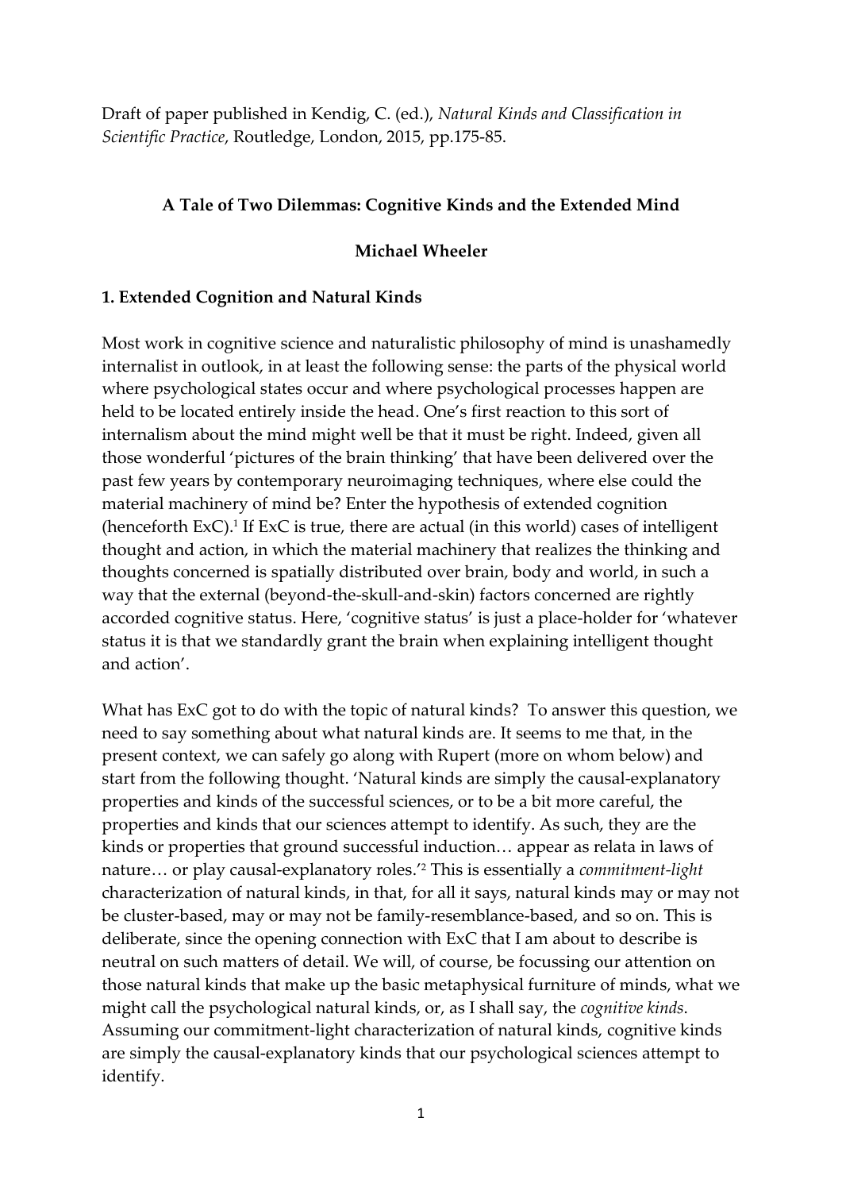Draft of paper published in Kendig, C. (ed.), *Natural Kinds and Classification in Scientific Practice*, Routledge, London, 2015, pp.175-85.

# A Tale of Two Dilemmas: Cognitive Kinds and the Extended Mind

**Michael Wheeler**

## 1. Extended Cognition and Natural Kinds

Most work in cognitive science and naturalistic philosophy of mind is unashamedly internalist in outlook, in at least the following sense: the parts of the physical world where psychological states occur and where psychological processes happen are held to be located entirely inside the head. One's first reaction to this sort of internalism about the mind might well be that it must be right. Indeed, given all those wonderful 'pictures of the brain thinking' that have been delivered over the past few years by contemporary neuroimaging techniques, where else could the material machinery of mind be? Enter the hypothesis of extended cognition (henceforth ExC).[1] If ExC is true, there are actual (in this world) cases of intelligent thought and action, in which the material machinery that realizes the thinking and thoughts concerned is spatially distributed over brain, body and world, in such a way that the external (beyond-the-skull-and-skin) factors concerned are rightly accorded cognitive status. Here, 'cognitive status' is just a place-holder for 'whatever status it is that we standardly grant the brain when explaining intelligent thought and action'.

What has ExC got to do with the topic of natural kinds? To answer this question, we need to say something about what natural kinds are. It seems to me that, in the present context, we can safely go along with Rupert (more on whom below) and start from the following thought. 'Natural kinds are simply the causal-explanatory properties and kinds of the successful sciences, or to be a bit more careful, the properties and kinds that our sciences attempt to identify. As such, they are the kinds or properties that ground successful induction… appear as relata in laws of nature… or play causal-explanatory roles.'[2] This is essentially a *commitment-light* characterization of natural kinds, in that, for all it says, natural kinds may or may not be cluster-based, may or may not be family-resemblance-based, and so on. This is deliberate, since the opening connection with ExC that I am about to describe is neutral on such matters of detail. We will, of course, be focussing our attention on those natural kinds that make up the basic metaphysical furniture of minds, what we might call the psychological natural kinds, or, as I shall say, the *cognitive kinds.* Assuming our commitment-light characterization of natural kinds, cognitive kinds are simply the causal-explanatory kinds that our psychological sciences attempt to identify.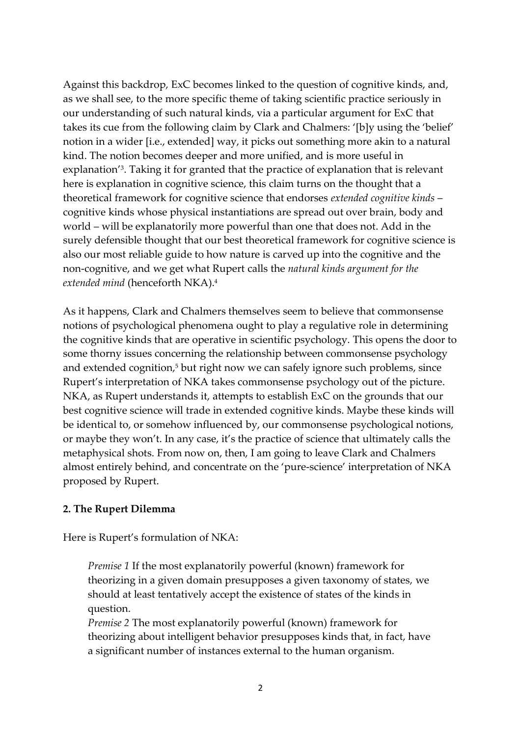Against this backdrop, ExC becomes linked to the question of cognitive kinds, and, as we shall see, to the more specific theme of taking scientific practice seriously in our understanding of such natural kinds, via a particular argument for ExC that takes its cue from the following claim by Clark and Chalmers: '[b]y using the 'belief' notion in a wider [i.e., extended] way, it picks out something more akin to a natural kind. The notion becomes deeper and more unified, and is more useful in explanation'[3]. Taking it for granted that the practice of explanation that is relevant here is explanation in cognitive science, this claim turns on the thought that a theoretical framework for cognitive science that endorses *extended cognitive kinds* – cognitive kinds whose physical instantiations are spread out over brain, body and world – will be explanatorily more powerful than one that does not. Add in the surely defensible thought that our best theoretical framework for cognitive science is also our most reliable guide to how nature is carved up into the cognitive and the non-cognitive, and we get what Rupert calls the *natural kinds argument for the extended mind* (henceforth NKA).[4]

As it happens, Clark and Chalmers themselves seem to believe that commonsense notions of psychological phenomena ought to play a regulative role in determining the cognitive kinds that are operative in scientific psychology. This opens the door to some thorny issues concerning the relationship between commonsense psychology and extended cognition,[5] but right now we can safely ignore such problems, since Rupert's interpretation of NKA takes commonsense psychology out of the picture. NKA, as Rupert understands it, attempts to establish ExC on the grounds that our best cognitive science will trade in extended cognitive kinds. Maybe these kinds will be identical to, or somehow influenced by, our commonsense psychological notions, or maybe they won't. In any case, it's the practice of science that ultimately calls the metaphysical shots. From now on, then, I am going to leave Clark and Chalmers almost entirely behind, and concentrate on the 'pure-science' interpretation of NKA proposed by Rupert.

## 2. The Rupert Dilemma

Here is Rupert's formulation of NKA:

> *Premise 1* If the most explanatorily powerful (known) framework for theorizing in a given domain presupposes a given taxonomy of states, we should at least tentatively accept the existence of states of the kinds in question.
> *Premise 2* The most explanatorily powerful (known) framework for theorizing about intelligent behavior presupposes kinds that, in fact, have a significant number of instances external to the human organism.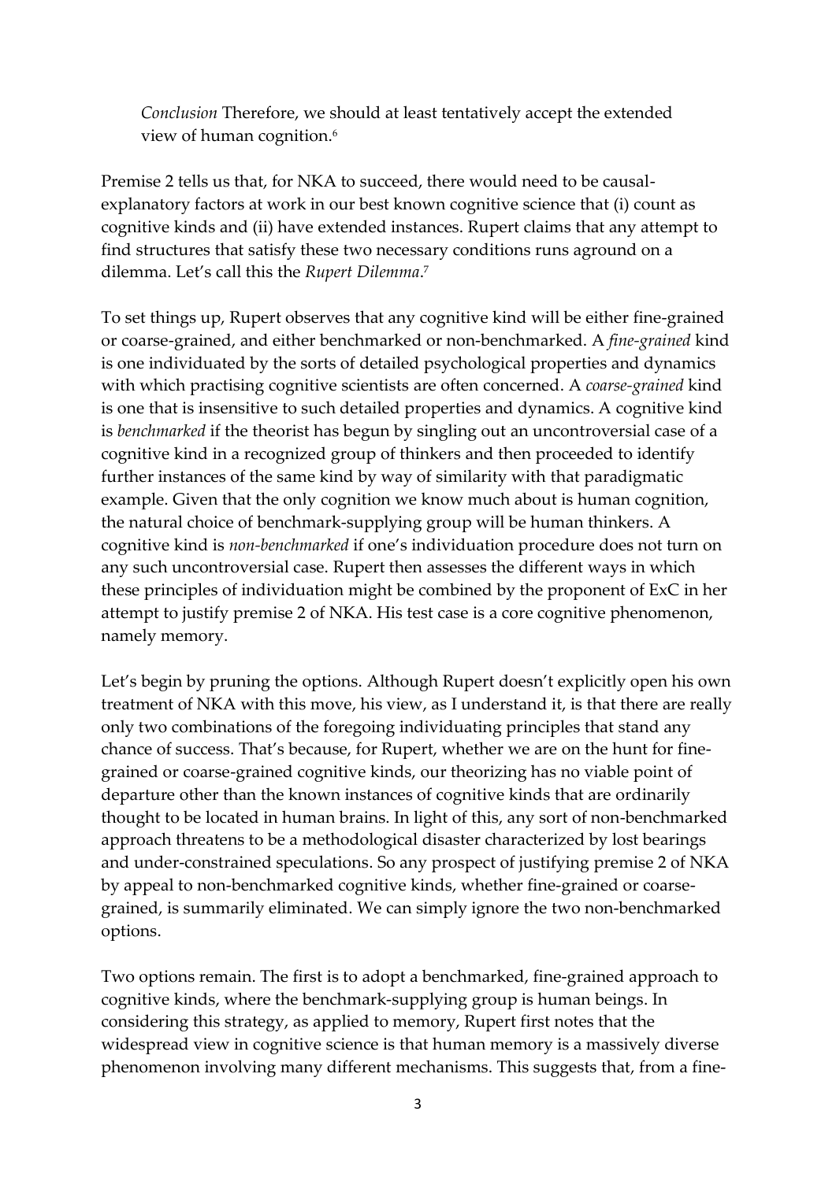*Conclusion* Therefore, we should at least tentatively accept the extended view of human cognition.[6]

Premise 2 tells us that, for NKA to succeed, there would need to be causal-explanatory factors at work in our best known cognitive science that (i) count as cognitive kinds and (ii) have extended instances. Rupert claims that any attempt to find structures that satisfy these two necessary conditions runs aground on a dilemma. Let's call this the *Rupert Dilemma*.[7]

To set things up, Rupert observes that any cognitive kind will be either fine-grained or coarse-grained, and either benchmarked or non-benchmarked. A *fine-grained* kind is one individuated by the sorts of detailed psychological properties and dynamics with which practising cognitive scientists are often concerned. A *coarse-grained* kind is one that is insensitive to such detailed properties and dynamics. A cognitive kind is *benchmarked* if the theorist has begun by singling out an uncontroversial case of a cognitive kind in a recognized group of thinkers and then proceeded to identify further instances of the same kind by way of similarity with that paradigmatic example. Given that the only cognition we know much about is human cognition, the natural choice of benchmark-supplying group will be human thinkers. A cognitive kind is *non-benchmarked* if one's individuation procedure does not turn on any such uncontroversial case. Rupert then assesses the different ways in which these principles of individuation might be combined by the proponent of ExC in her attempt to justify premise 2 of NKA. His test case is a core cognitive phenomenon, namely memory.

Let's begin by pruning the options. Although Rupert doesn't explicitly open his own treatment of NKA with this move, his view, as I understand it, is that there are really only two combinations of the foregoing individuating principles that stand any chance of success. That's because, for Rupert, whether we are on the hunt for fine-grained or coarse-grained cognitive kinds, our theorizing has no viable point of departure other than the known instances of cognitive kinds that are ordinarily thought to be located in human brains. In light of this, any sort of non-benchmarked approach threatens to be a methodological disaster characterized by lost bearings and under-constrained speculations. So any prospect of justifying premise 2 of NKA by appeal to non-benchmarked cognitive kinds, whether fine-grained or coarse-grained, is summarily eliminated. We can simply ignore the two non-benchmarked options.

Two options remain. The first is to adopt a benchmarked, fine-grained approach to cognitive kinds, where the benchmark-supplying group is human beings. In considering this strategy, as applied to memory, Rupert first notes that the widespread view in cognitive science is that human memory is a massively diverse phenomenon involving many different mechanisms. This suggests that, from a fine-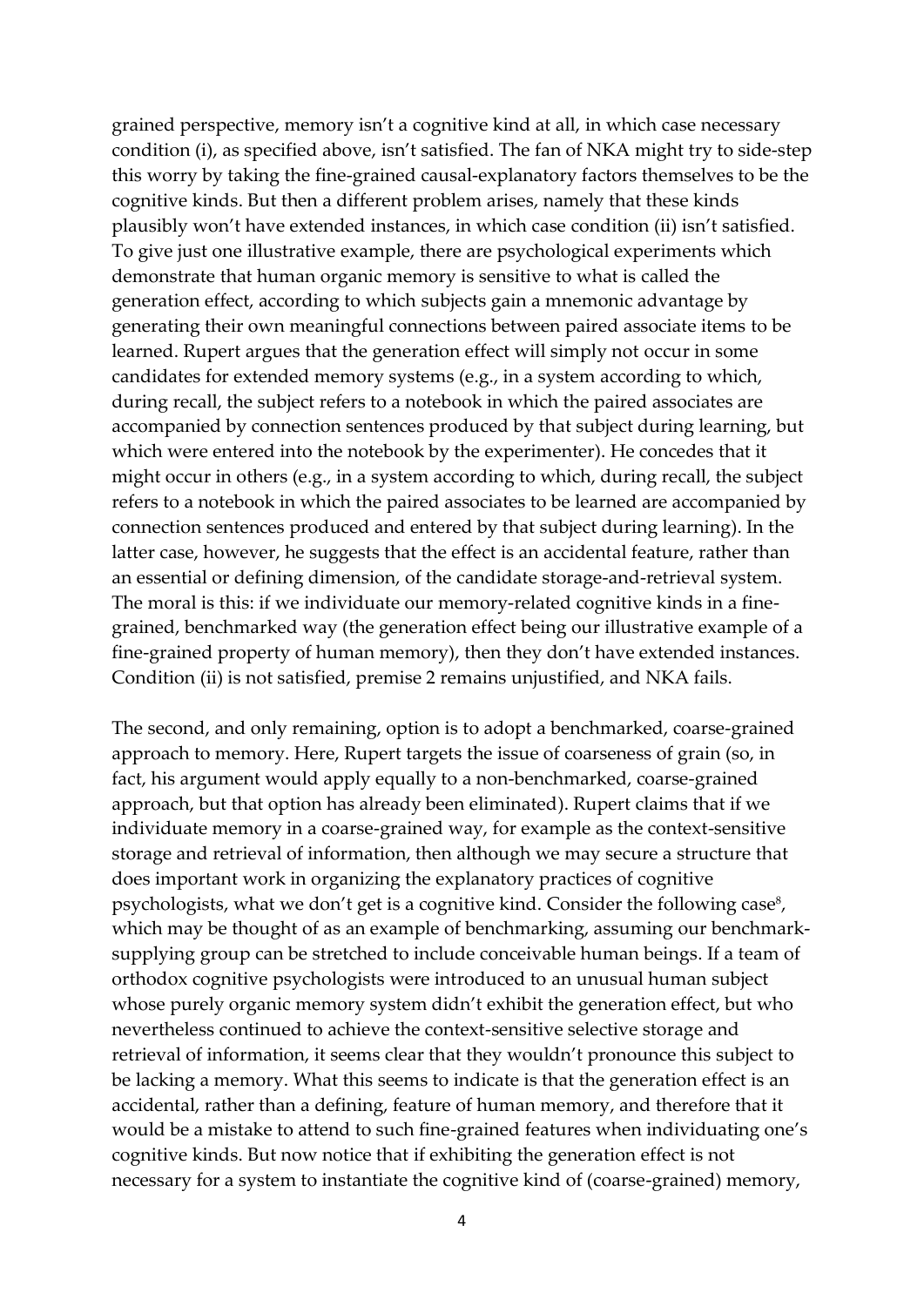grained perspective, memory isn't a cognitive kind at all, in which case necessary condition (i), as specified above, isn't satisfied. The fan of NKA might try to side-step this worry by taking the fine-grained causal-explanatory factors themselves to be the cognitive kinds. But then a different problem arises, namely that these kinds plausibly won't have extended instances, in which case condition (ii) isn't satisfied. To give just one illustrative example, there are psychological experiments which demonstrate that human organic memory is sensitive to what is called the generation effect, according to which subjects gain a mnemonic advantage by generating their own meaningful connections between paired associate items to be learned. Rupert argues that the generation effect will simply not occur in some candidates for extended memory systems (e.g., in a system according to which, during recall, the subject refers to a notebook in which the paired associates are accompanied by connection sentences produced by that subject during learning, but which were entered into the notebook by the experimenter). He concedes that it might occur in others (e.g., in a system according to which, during recall, the subject refers to a notebook in which the paired associates to be learned are accompanied by connection sentences produced and entered by that subject during learning). In the latter case, however, he suggests that the effect is an accidental feature, rather than an essential or defining dimension, of the candidate storage-and-retrieval system. The moral is this: if we individuate our memory-related cognitive kinds in a fine-grained, benchmarked way (the generation effect being our illustrative example of a fine-grained property of human memory), then they don't have extended instances. Condition (ii) is not satisfied, premise 2 remains unjustified, and NKA fails.

The second, and only remaining, option is to adopt a benchmarked, coarse-grained approach to memory. Here, Rupert targets the issue of coarseness of grain (so, in fact, his argument would apply equally to a non-benchmarked, coarse-grained approach, but that option has already been eliminated). Rupert claims that if we individuate memory in a coarse-grained way, for example as the context-sensitive storage and retrieval of information, then although we may secure a structure that does important work in organizing the explanatory practices of cognitive psychologists, what we don't get is a cognitive kind. Consider the following case[8], which may be thought of as an example of benchmarking, assuming our benchmark-supplying group can be stretched to include conceivable human beings. If a team of orthodox cognitive psychologists were introduced to an unusual human subject whose purely organic memory system didn't exhibit the generation effect, but who nevertheless continued to achieve the context-sensitive selective storage and retrieval of information, it seems clear that they wouldn't pronounce this subject to be lacking a memory. What this seems to indicate is that the generation effect is an accidental, rather than a defining, feature of human memory, and therefore that it would be a mistake to attend to such fine-grained features when individuating one's cognitive kinds. But now notice that if exhibiting the generation effect is not necessary for a system to instantiate the cognitive kind of (coarse-grained) memory,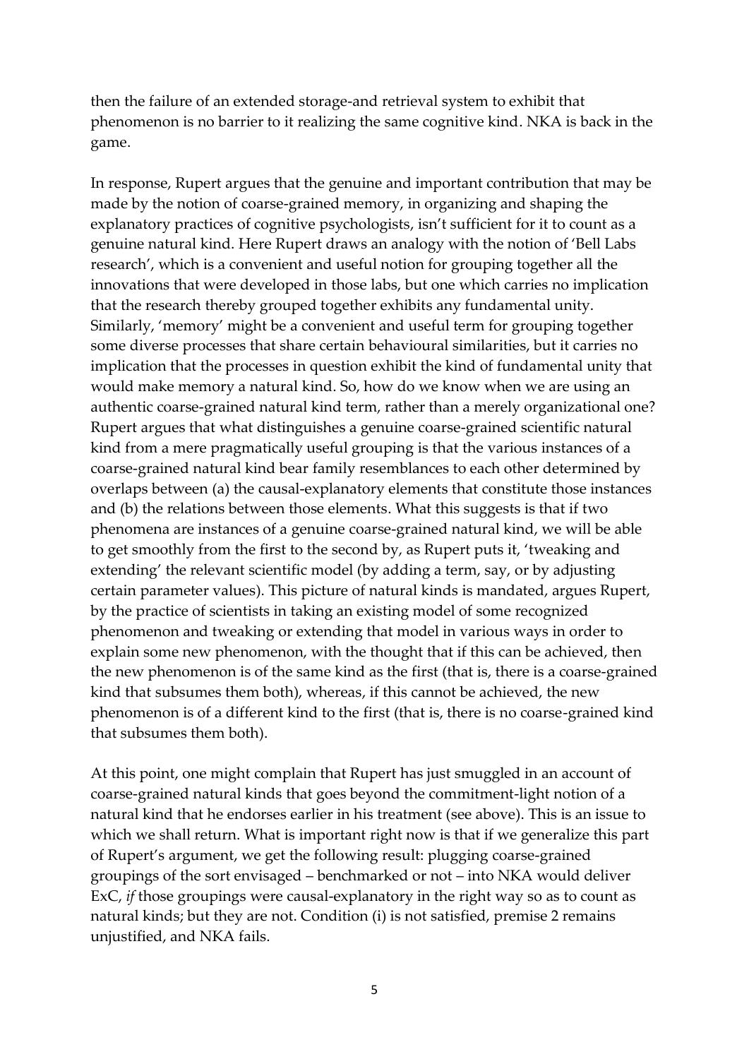then the failure of an extended storage-and retrieval system to exhibit that phenomenon is no barrier to it realizing the same cognitive kind. NKA is back in the game.

In response, Rupert argues that the genuine and important contribution that may be made by the notion of coarse-grained memory, in organizing and shaping the explanatory practices of cognitive psychologists, isn't sufficient for it to count as a genuine natural kind. Here Rupert draws an analogy with the notion of 'Bell Labs research', which is a convenient and useful notion for grouping together all the innovations that were developed in those labs, but one which carries no implication that the research thereby grouped together exhibits any fundamental unity. Similarly, 'memory' might be a convenient and useful term for grouping together some diverse processes that share certain behavioural similarities, but it carries no implication that the processes in question exhibit the kind of fundamental unity that would make memory a natural kind. So, how do we know when we are using an authentic coarse-grained natural kind term, rather than a merely organizational one? Rupert argues that what distinguishes a genuine coarse-grained scientific natural kind from a mere pragmatically useful grouping is that the various instances of a coarse-grained natural kind bear family resemblances to each other determined by overlaps between (a) the causal-explanatory elements that constitute those instances and (b) the relations between those elements. What this suggests is that if two phenomena are instances of a genuine coarse-grained natural kind, we will be able to get smoothly from the first to the second by, as Rupert puts it, 'tweaking and extending' the relevant scientific model (by adding a term, say, or by adjusting certain parameter values). This picture of natural kinds is mandated, argues Rupert, by the practice of scientists in taking an existing model of some recognized phenomenon and tweaking or extending that model in various ways in order to explain some new phenomenon, with the thought that if this can be achieved, then the new phenomenon is of the same kind as the first (that is, there is a coarse-grained kind that subsumes them both), whereas, if this cannot be achieved, the new phenomenon is of a different kind to the first (that is, there is no coarse-grained kind that subsumes them both).

At this point, one might complain that Rupert has just smuggled in an account of coarse-grained natural kinds that goes beyond the commitment-light notion of a natural kind that he endorses earlier in his treatment (see above). This is an issue to which we shall return. What is important right now is that if we generalize this part of Rupert's argument, we get the following result: plugging coarse-grained groupings of the sort envisaged – benchmarked or not – into NKA would deliver ExC, *if* those groupings were causal-explanatory in the right way so as to count as natural kinds; but they are not. Condition (i) is not satisfied, premise 2 remains unjustified, and NKA fails.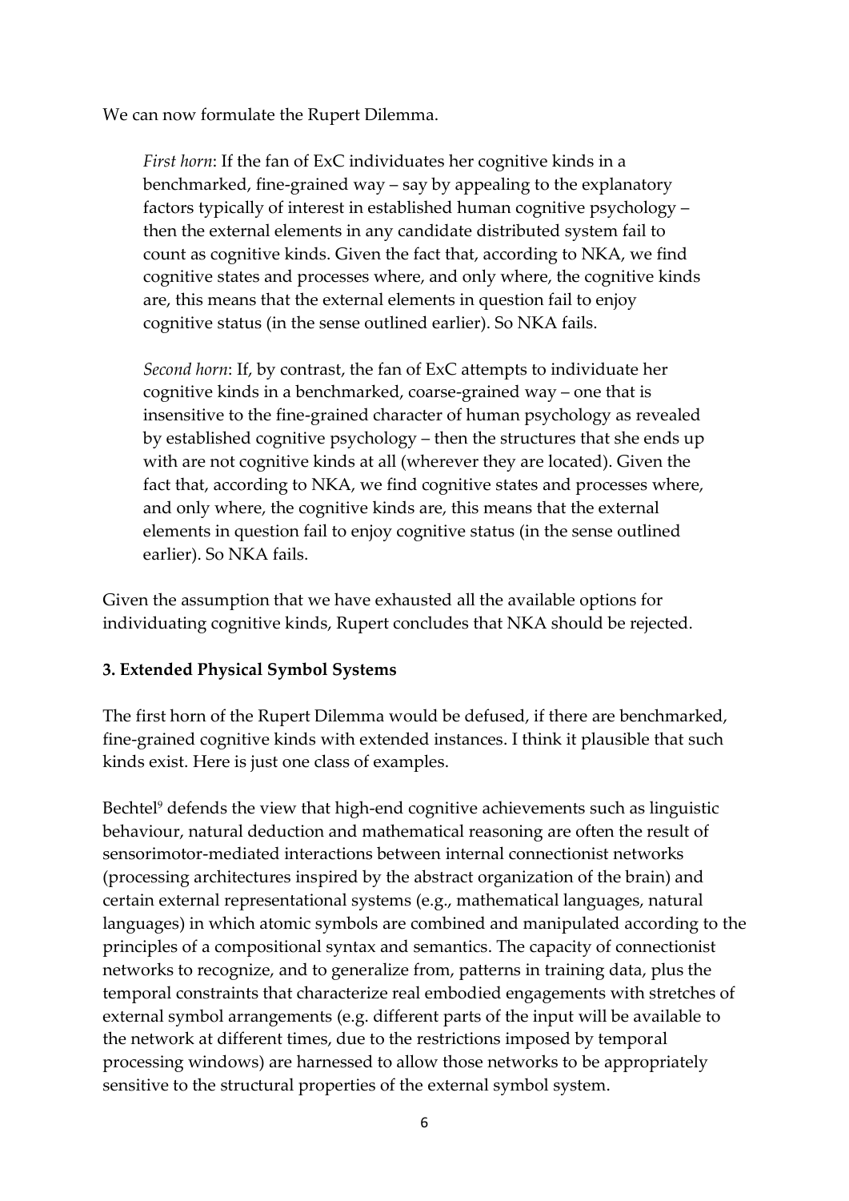We can now formulate the Rupert Dilemma.

> *First horn*: If the fan of ExC individuates her cognitive kinds in a benchmarked, fine-grained way – say by appealing to the explanatory factors typically of interest in established human cognitive psychology – then the external elements in any candidate distributed system fail to count as cognitive kinds. Given the fact that, according to NKA, we find cognitive states and processes where, and only where, the cognitive kinds are, this means that the external elements in question fail to enjoy cognitive status (in the sense outlined earlier). So NKA fails.
>
> *Second horn*: If, by contrast, the fan of ExC attempts to individuate her cognitive kinds in a benchmarked, coarse-grained way – one that is insensitive to the fine-grained character of human psychology as revealed by established cognitive psychology – then the structures that she ends up with are not cognitive kinds at all (wherever they are located). Given the fact that, according to NKA, we find cognitive states and processes where, and only where, the cognitive kinds are, this means that the external elements in question fail to enjoy cognitive status (in the sense outlined earlier). So NKA fails.

Given the assumption that we have exhausted all the available options for individuating cognitive kinds, Rupert concludes that NKA should be rejected.

### 3. Extended Physical Symbol Systems

The first horn of the Rupert Dilemma would be defused, if there are benchmarked, fine-grained cognitive kinds with extended instances. I think it plausible that such kinds exist. Here is just one class of examples.

Bechtel[9] defends the view that high-end cognitive achievements such as linguistic behaviour, natural deduction and mathematical reasoning are often the result of sensorimotor-mediated interactions between internal connectionist networks (processing architectures inspired by the abstract organization of the brain) and certain external representational systems (e.g., mathematical languages, natural languages) in which atomic symbols are combined and manipulated according to the principles of a compositional syntax and semantics. The capacity of connectionist networks to recognize, and to generalize from, patterns in training data, plus the temporal constraints that characterize real embodied engagements with stretches of external symbol arrangements (e.g. different parts of the input will be available to the network at different times, due to the restrictions imposed by temporal processing windows) are harnessed to allow those networks to be appropriately sensitive to the structural properties of the external symbol system.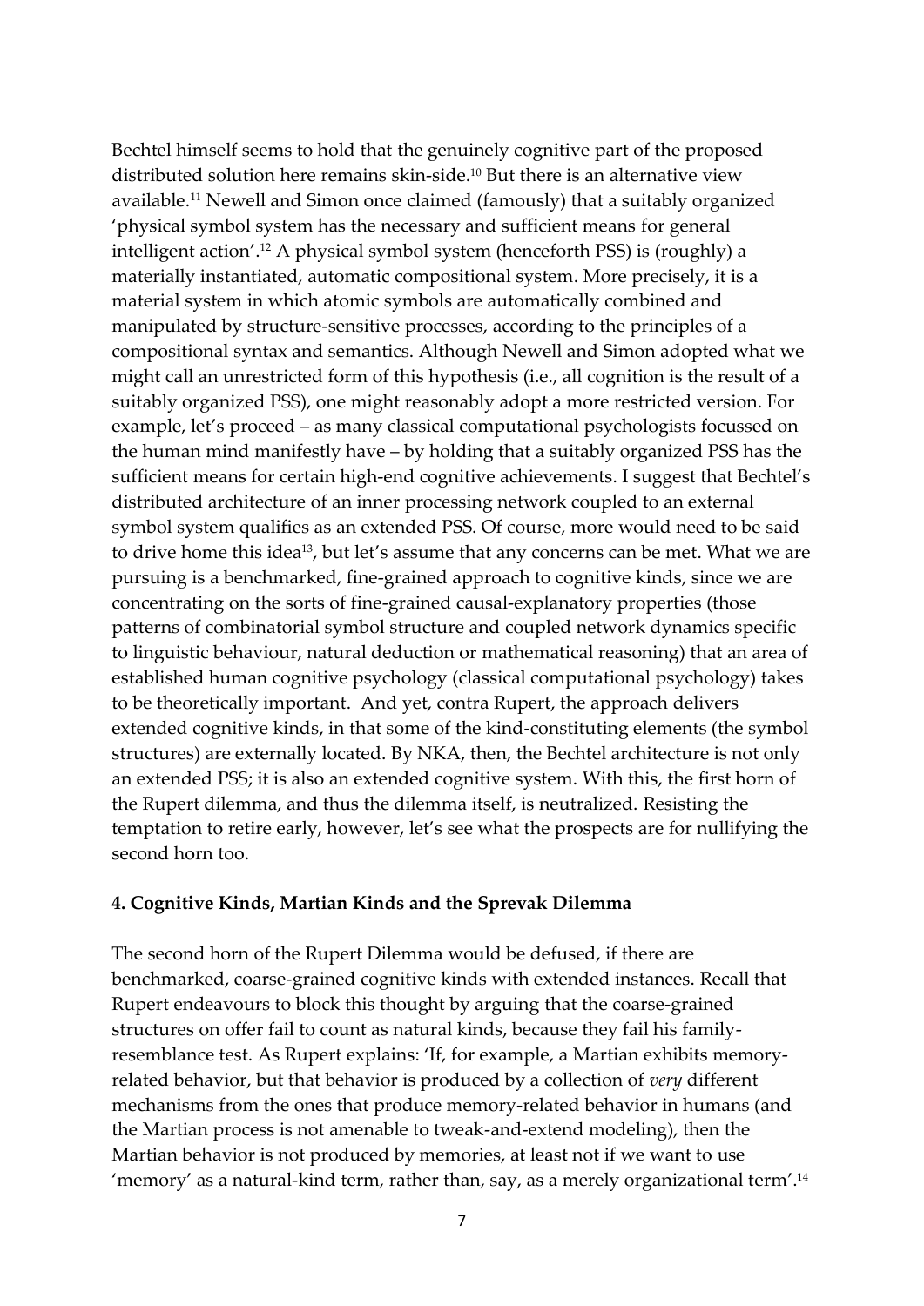Bechtel himself seems to hold that the genuinely cognitive part of the proposed distributed solution here remains skin-side.[10] But there is an alternative view available.[11] Newell and Simon once claimed (famously) that a suitably organized 'physical symbol system has the necessary and sufficient means for general intelligent action'.[12] A physical symbol system (henceforth PSS) is (roughly) a materially instantiated, automatic compositional system. More precisely, it is a material system in which atomic symbols are automatically combined and manipulated by structure-sensitive processes, according to the principles of a compositional syntax and semantics. Although Newell and Simon adopted what we might call an unrestricted form of this hypothesis (i.e., all cognition is the result of a suitably organized PSS), one might reasonably adopt a more restricted version. For example, let's proceed – as many classical computational psychologists focussed on the human mind manifestly have – by holding that a suitably organized PSS has the sufficient means for certain high-end cognitive achievements. I suggest that Bechtel's distributed architecture of an inner processing network coupled to an external symbol system qualifies as an extended PSS. Of course, more would need to be said to drive home this idea[13], but let's assume that any concerns can be met. What we are pursuing is a benchmarked, fine-grained approach to cognitive kinds, since we are concentrating on the sorts of fine-grained causal-explanatory properties (those patterns of combinatorial symbol structure and coupled network dynamics specific to linguistic behaviour, natural deduction or mathematical reasoning) that an area of established human cognitive psychology (classical computational psychology) takes to be theoretically important. And yet, contra Rupert, the approach delivers extended cognitive kinds, in that some of the kind-constituting elements (the symbol structures) are externally located. By NKA, then, the Bechtel architecture is not only an extended PSS; it is also an extended cognitive system. With this, the first horn of the Rupert dilemma, and thus the dilemma itself, is neutralized. Resisting the temptation to retire early, however, let's see what the prospects are for nullifying the second horn too.

#### 4. Cognitive Kinds, Martian Kinds and the Sprevak Dilemma

The second horn of the Rupert Dilemma would be defused, if there are benchmarked, coarse-grained cognitive kinds with extended instances. Recall that Rupert endeavours to block this thought by arguing that the coarse-grained structures on offer fail to count as natural kinds, because they fail his family-resemblance test. As Rupert explains: 'If, for example, a Martian exhibits memory-related behavior, but that behavior is produced by a collection of *very* different mechanisms from the ones that produce memory-related behavior in humans (and the Martian process is not amenable to tweak-and-extend modeling), then the Martian behavior is not produced by memories, at least not if we want to use 'memory' as a natural-kind term, rather than, say, as a merely organizational term'.[14]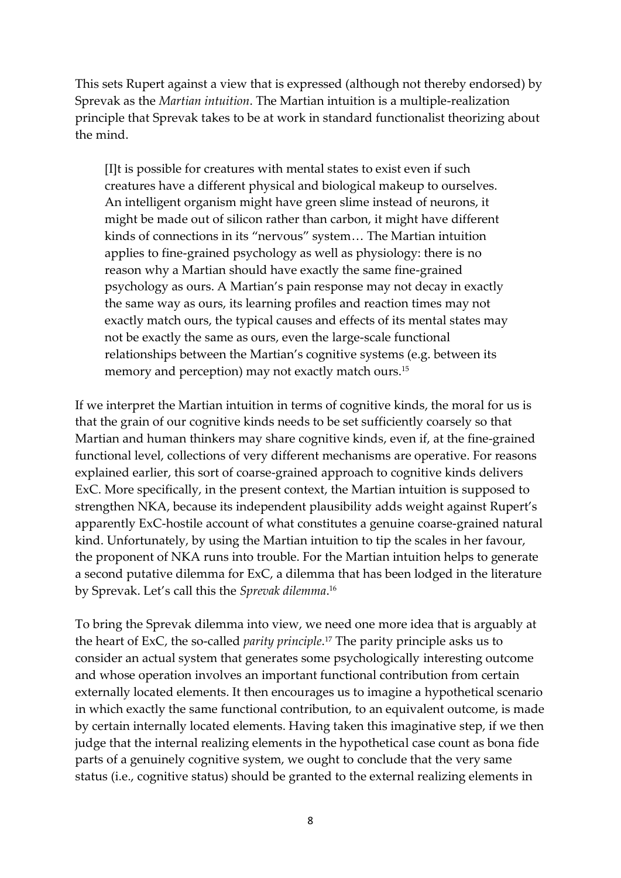This sets Rupert against a view that is expressed (although not thereby endorsed) by Sprevak as the *Martian intuition*. The Martian intuition is a multiple-realization principle that Sprevak takes to be at work in standard functionalist theorizing about the mind.

> [I]t is possible for creatures with mental states to exist even if such creatures have a different physical and biological makeup to ourselves. An intelligent organism might have green slime instead of neurons, it might be made out of silicon rather than carbon, it might have different kinds of connections in its "nervous" system… The Martian intuition applies to fine-grained psychology as well as physiology: there is no reason why a Martian should have exactly the same fine-grained psychology as ours. A Martian's pain response may not decay in exactly the same way as ours, its learning profiles and reaction times may not exactly match ours, the typical causes and effects of its mental states may not be exactly the same as ours, even the large-scale functional relationships between the Martian's cognitive systems (e.g. between its memory and perception) may not exactly match ours.[15]

If we interpret the Martian intuition in terms of cognitive kinds, the moral for us is that the grain of our cognitive kinds needs to be set sufficiently coarsely so that Martian and human thinkers may share cognitive kinds, even if, at the fine-grained functional level, collections of very different mechanisms are operative. For reasons explained earlier, this sort of coarse-grained approach to cognitive kinds delivers ExC. More specifically, in the present context, the Martian intuition is supposed to strengthen NKA, because its independent plausibility adds weight against Rupert's apparently ExC-hostile account of what constitutes a genuine coarse-grained natural kind. Unfortunately, by using the Martian intuition to tip the scales in her favour, the proponent of NKA runs into trouble. For the Martian intuition helps to generate a second putative dilemma for ExC, a dilemma that has been lodged in the literature by Sprevak. Let's call this the *Sprevak dilemma*.[16]

To bring the Sprevak dilemma into view, we need one more idea that is arguably at the heart of ExC, the so-called *parity principle*.[17] The parity principle asks us to consider an actual system that generates some psychologically interesting outcome and whose operation involves an important functional contribution from certain externally located elements. It then encourages us to imagine a hypothetical scenario in which exactly the same functional contribution, to an equivalent outcome, is made by certain internally located elements. Having taken this imaginative step, if we then judge that the internal realizing elements in the hypothetical case count as bona fide parts of a genuinely cognitive system, we ought to conclude that the very same status (i.e., cognitive status) should be granted to the external realizing elements in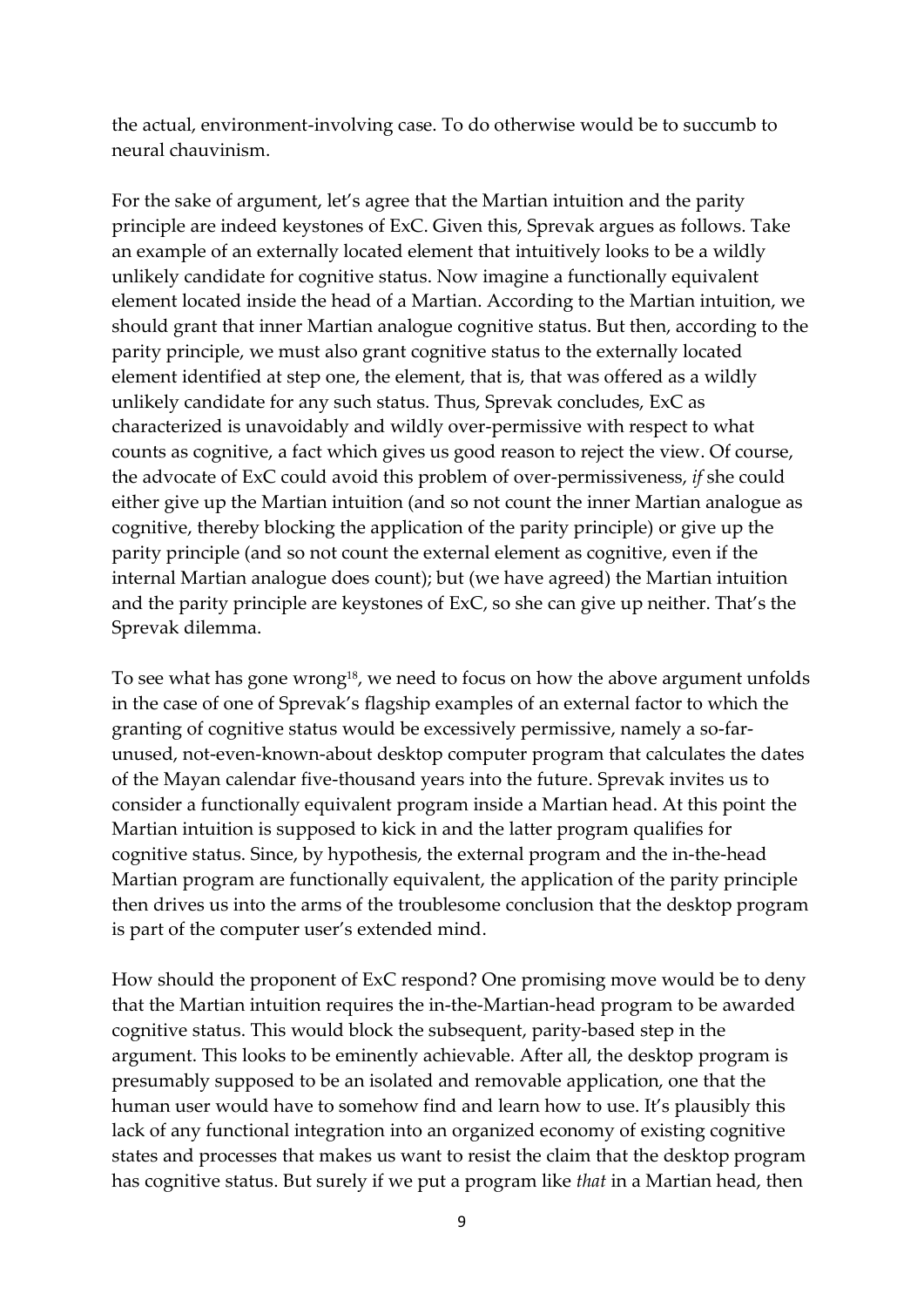the actual, environment-involving case. To do otherwise would be to succumb to neural chauvinism.

For the sake of argument, let's agree that the Martian intuition and the parity principle are indeed keystones of ExC. Given this, Sprevak argues as follows. Take an example of an externally located element that intuitively looks to be a wildly unlikely candidate for cognitive status. Now imagine a functionally equivalent element located inside the head of a Martian. According to the Martian intuition, we should grant that inner Martian analogue cognitive status. But then, according to the parity principle, we must also grant cognitive status to the externally located element identified at step one, the element, that is, that was offered as a wildly unlikely candidate for any such status. Thus, Sprevak concludes, ExC as characterized is unavoidably and wildly over-permissive with respect to what counts as cognitive, a fact which gives us good reason to reject the view. Of course, the advocate of ExC could avoid this problem of over-permissiveness, *if* she could either give up the Martian intuition (and so not count the inner Martian analogue as cognitive, thereby blocking the application of the parity principle) or give up the parity principle (and so not count the external element as cognitive, even if the internal Martian analogue does count); but (we have agreed) the Martian intuition and the parity principle are keystones of ExC, so she can give up neither. That's the Sprevak dilemma.

To see what has gone wrong[18], we need to focus on how the above argument unfolds in the case of one of Sprevak's flagship examples of an external factor to which the granting of cognitive status would be excessively permissive, namely a so-far-unused, not-even-known-about desktop computer program that calculates the dates of the Mayan calendar five-thousand years into the future. Sprevak invites us to consider a functionally equivalent program inside a Martian head. At this point the Martian intuition is supposed to kick in and the latter program qualifies for cognitive status. Since, by hypothesis, the external program and the in-the-head Martian program are functionally equivalent, the application of the parity principle then drives us into the arms of the troublesome conclusion that the desktop program is part of the computer user's extended mind.

How should the proponent of ExC respond? One promising move would be to deny that the Martian intuition requires the in-the-Martian-head program to be awarded cognitive status. This would block the subsequent, parity-based step in the argument. This looks to be eminently achievable. After all, the desktop program is presumably supposed to be an isolated and removable application, one that the human user would have to somehow find and learn how to use. It's plausibly this lack of any functional integration into an organized economy of existing cognitive states and processes that makes us want to resist the claim that the desktop program has cognitive status. But surely if we put a program like *that* in a Martian head, then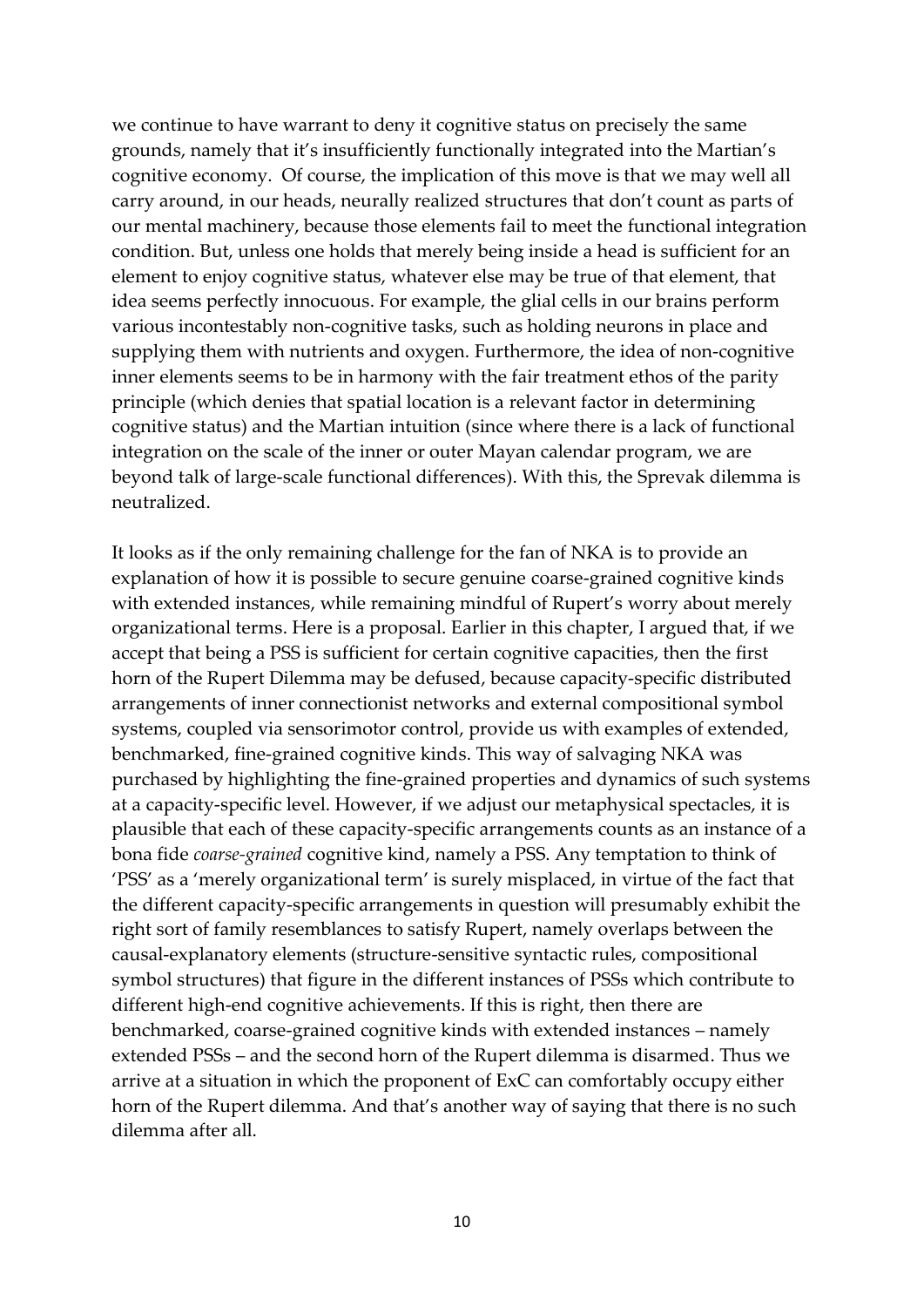we continue to have warrant to deny it cognitive status on precisely the same grounds, namely that it's insufficiently functionally integrated into the Martian's cognitive economy. Of course, the implication of this move is that we may well all carry around, in our heads, neurally realized structures that don't count as parts of our mental machinery, because those elements fail to meet the functional integration condition. But, unless one holds that merely being inside a head is sufficient for an element to enjoy cognitive status, whatever else may be true of that element, that idea seems perfectly innocuous. For example, the glial cells in our brains perform various incontestably non-cognitive tasks, such as holding neurons in place and supplying them with nutrients and oxygen. Furthermore, the idea of non-cognitive inner elements seems to be in harmony with the fair treatment ethos of the parity principle (which denies that spatial location is a relevant factor in determining cognitive status) and the Martian intuition (since where there is a lack of functional integration on the scale of the inner or outer Mayan calendar program, we are beyond talk of large-scale functional differences). With this, the Sprevak dilemma is neutralized.

It looks as if the only remaining challenge for the fan of NKA is to provide an explanation of how it is possible to secure genuine coarse-grained cognitive kinds with extended instances, while remaining mindful of Rupert's worry about merely organizational terms. Here is a proposal. Earlier in this chapter, I argued that, if we accept that being a PSS is sufficient for certain cognitive capacities, then the first horn of the Rupert Dilemma may be defused, because capacity-specific distributed arrangements of inner connectionist networks and external compositional symbol systems, coupled via sensorimotor control, provide us with examples of extended, benchmarked, fine-grained cognitive kinds. This way of salvaging NKA was purchased by highlighting the fine-grained properties and dynamics of such systems at a capacity-specific level. However, if we adjust our metaphysical spectacles, it is plausible that each of these capacity-specific arrangements counts as an instance of a bona fide *coarse-grained* cognitive kind, namely a PSS. Any temptation to think of 'PSS' as a 'merely organizational term' is surely misplaced, in virtue of the fact that the different capacity-specific arrangements in question will presumably exhibit the right sort of family resemblances to satisfy Rupert, namely overlaps between the causal-explanatory elements (structure-sensitive syntactic rules, compositional symbol structures) that figure in the different instances of PSSs which contribute to different high-end cognitive achievements. If this is right, then there are benchmarked, coarse-grained cognitive kinds with extended instances – namely extended PSSs – and the second horn of the Rupert dilemma is disarmed. Thus we arrive at a situation in which the proponent of ExC can comfortably occupy either horn of the Rupert dilemma. And that's another way of saying that there is no such dilemma after all.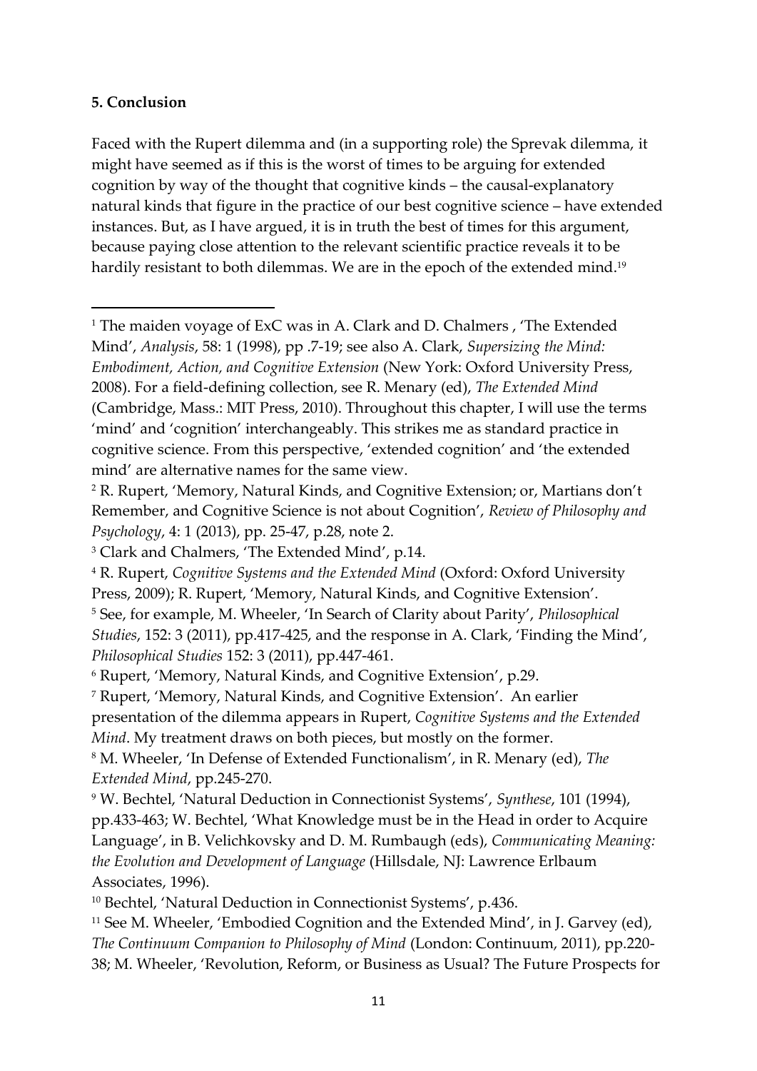**5. Conclusion**

Faced with the Rupert dilemma and (in a supporting role) the Sprevak dilemma, it might have seemed as if this is the worst of times to be arguing for extended cognition by way of the thought that cognitive kinds – the causal-explanatory natural kinds that figure in the practice of our best cognitive science – have extended instances. But, as I have argued, it is in truth the best of times for this argument, because paying close attention to the relevant scientific practice reveals it to be hardily resistant to both dilemmas. We are in the epoch of the extended mind.[19]

---

[1] The maiden voyage of ExC was in A. Clark and D. Chalmers , 'The Extended Mind', *Analysis*, 58: 1 (1998), pp .7-19; see also A. Clark, *Supersizing the Mind: Embodiment, Action, and Cognitive Extension* (New York: Oxford University Press, 2008). For a field-defining collection, see R. Menary (ed), *The Extended Mind* (Cambridge, Mass.: MIT Press, 2010). Throughout this chapter, I will use the terms 'mind' and 'cognition' interchangeably. This strikes me as standard practice in cognitive science. From this perspective, 'extended cognition' and 'the extended mind' are alternative names for the same view.

[2] R. Rupert, 'Memory, Natural Kinds, and Cognitive Extension; or, Martians don't Remember, and Cognitive Science is not about Cognition', *Review of Philosophy and Psychology*, 4: 1 (2013), pp. 25-47, p.28, note 2.

[3] Clark and Chalmers, 'The Extended Mind', p.14.

[4] R. Rupert, *Cognitive Systems and the Extended Mind* (Oxford: Oxford University Press, 2009); R. Rupert, 'Memory, Natural Kinds, and Cognitive Extension'.

[5] See, for example, M. Wheeler, 'In Search of Clarity about Parity', *Philosophical Studies*, 152: 3 (2011), pp.417-425, and the response in A. Clark, 'Finding the Mind', *Philosophical Studies* 152: 3 (2011), pp.447-461.

[6] Rupert, 'Memory, Natural Kinds, and Cognitive Extension', p.29.

[7] Rupert, 'Memory, Natural Kinds, and Cognitive Extension'. An earlier presentation of the dilemma appears in Rupert, *Cognitive Systems and the Extended Mind*. My treatment draws on both pieces, but mostly on the former.

[8] M. Wheeler, 'In Defense of Extended Functionalism', in R. Menary (ed), *The Extended Mind*, pp.245-270.

[9] W. Bechtel, 'Natural Deduction in Connectionist Systems', *Synthese*, 101 (1994), pp.433-463; W. Bechtel, 'What Knowledge must be in the Head in order to Acquire Language', in B. Velichkovsky and D. M. Rumbaugh (eds), *Communicating Meaning: the Evolution and Development of Language* (Hillsdale, NJ: Lawrence Erlbaum Associates, 1996).

[10] Bechtel, 'Natural Deduction in Connectionist Systems', p.436.

[11] See M. Wheeler, 'Embodied Cognition and the Extended Mind', in J. Garvey (ed), *The Continuum Companion to Philosophy of Mind* (London: Continuum, 2011), pp.220-38; M. Wheeler, 'Revolution, Reform, or Business as Usual? The Future Prospects for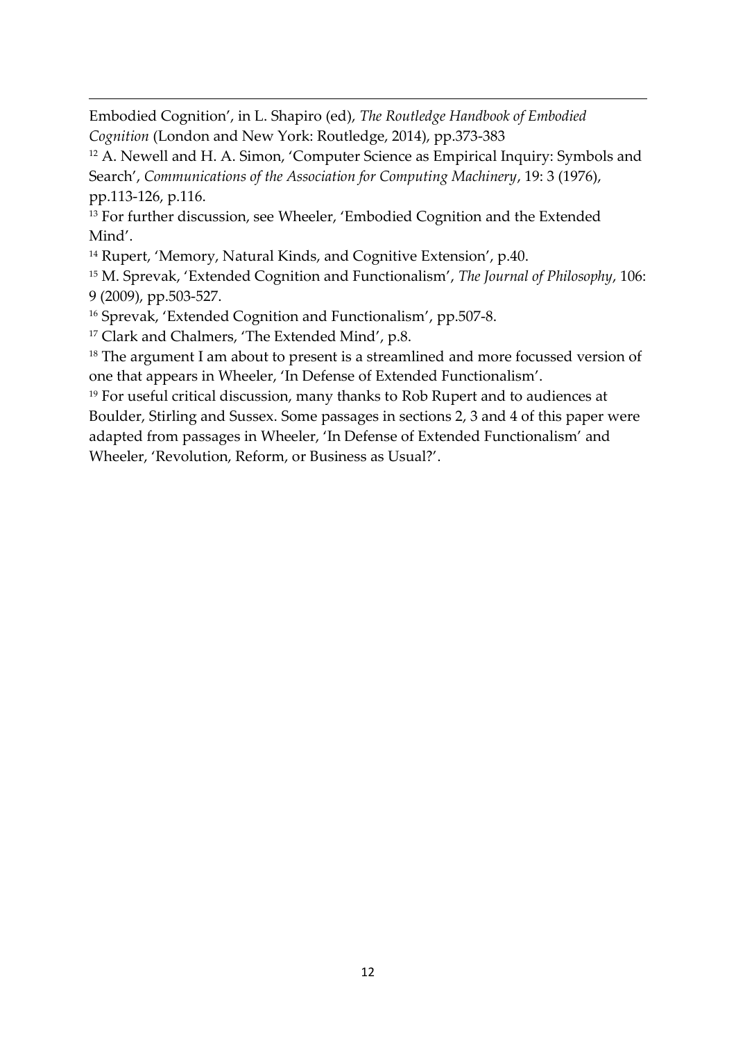Embodied Cognition', in L. Shapiro (ed), *The Routledge Handbook of Embodied Cognition* (London and New York: Routledge, 2014), pp.373-383

[12] A. Newell and H. A. Simon, 'Computer Science as Empirical Inquiry: Symbols and Search', *Communications of the Association for Computing Machinery*, 19: 3 (1976), pp.113-126, p.116.

[13] For further discussion, see Wheeler, 'Embodied Cognition and the Extended Mind'.

[14] Rupert, 'Memory, Natural Kinds, and Cognitive Extension', p.40.

[15] M. Sprevak, 'Extended Cognition and Functionalism', *The Journal of Philosophy*, 106: 9 (2009), pp.503-527.

[16] Sprevak, 'Extended Cognition and Functionalism', pp.507-8.

[17] Clark and Chalmers, 'The Extended Mind', p.8.

[18] The argument I am about to present is a streamlined and more focussed version of one that appears in Wheeler, 'In Defense of Extended Functionalism'.

[19] For useful critical discussion, many thanks to Rob Rupert and to audiences at Boulder, Stirling and Sussex. Some passages in sections 2, 3 and 4 of this paper were adapted from passages in Wheeler, 'In Defense of Extended Functionalism' and Wheeler, 'Revolution, Reform, or Business as Usual?'.